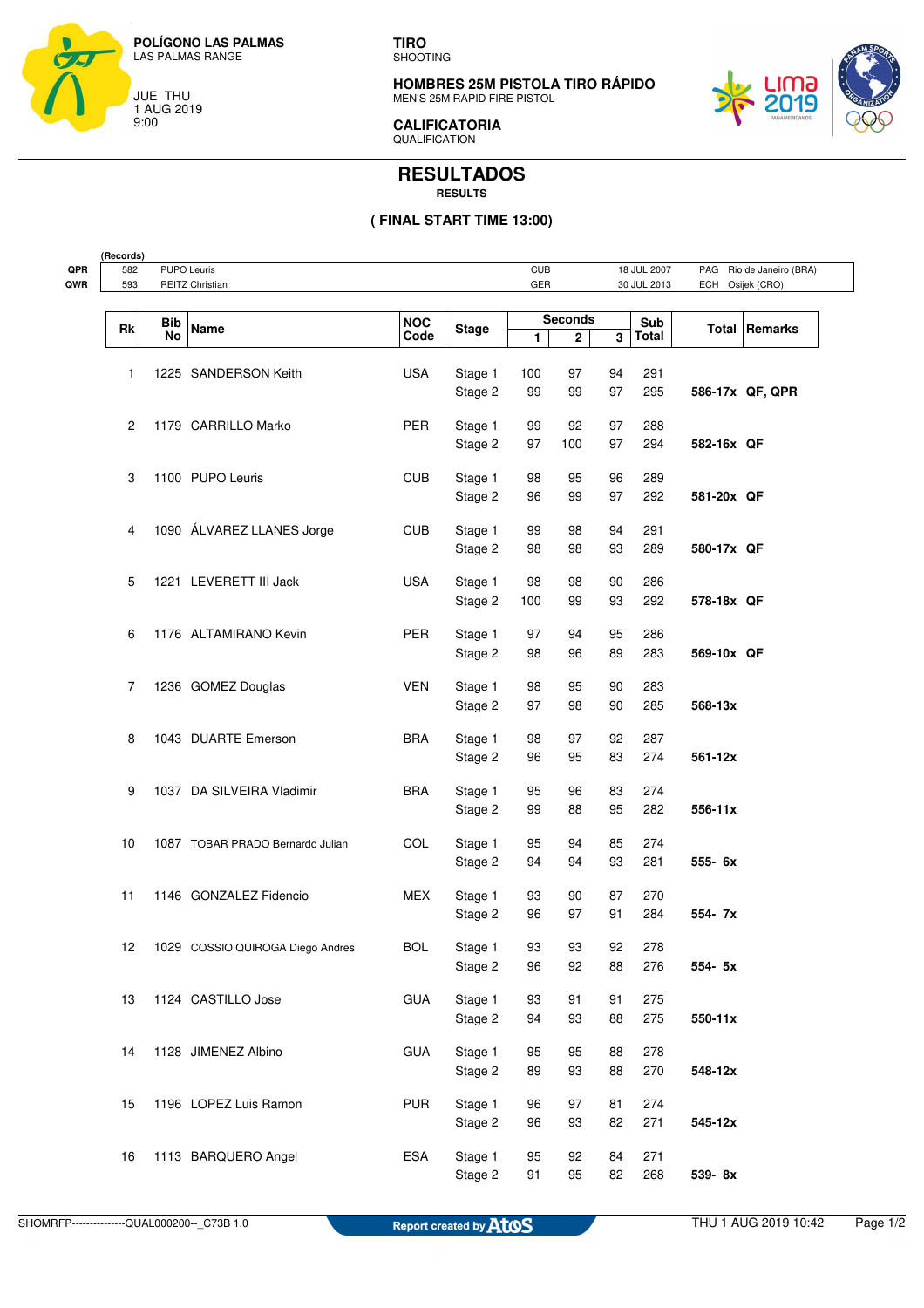**POLÍGONO LAS PALMAS**
LAS PALMAS RANGE

JUE THU
1 AUG 2019
9:00

**TIRO**
SHOOTING

**HOMBRES 25M PISTOLA TIRO RÁPIDO**
MEN'S 25M RAPID FIRE PISTOL

**CALIFICATORIA**
QUALIFICATION

# RESULTADOS
**RESULTS**

**( FINAL START TIME 13:00)**

| (Records) | | | | | | |
|---|---|---|---|---|---|---|
| QPR | 582 | PUPO Leuris | CUB | 18 JUL 2007 | PAG | Rio de Janeiro (BRA) |
| QWR | 593 | REITZ Christian | GER | 30 JUL 2013 | ECH | Osijek (CRO) |

| Rk | Bib No | Name | NOC Code | Stage | Seconds 1 | Seconds 2 | Seconds 3 | Sub Total | Total | Remarks |
|---|---|---|---|---|---|---|---|---|---|---|
| 1 | 1225 | SANDERSON Keith | USA | Stage 1 | 100 | 97 | 94 | 291 | | |
| | | | | Stage 2 | 99 | 99 | 97 | 295 | **586-17x** | **QF, QPR** |
| 2 | 1179 | CARRILLO Marko | PER | Stage 1 | 99 | 92 | 97 | 288 | | |
| | | | | Stage 2 | 97 | 100 | 97 | 294 | **582-16x** | **QF** |
| 3 | 1100 | PUPO Leuris | CUB | Stage 1 | 98 | 95 | 96 | 289 | | |
| | | | | Stage 2 | 96 | 99 | 97 | 292 | **581-20x** | **QF** |
| 4 | 1090 | ÁLVAREZ LLANES Jorge | CUB | Stage 1 | 99 | 98 | 94 | 291 | | |
| | | | | Stage 2 | 98 | 98 | 93 | 289 | **580-17x** | **QF** |
| 5 | 1221 | LEVERETT III Jack | USA | Stage 1 | 98 | 98 | 90 | 286 | | |
| | | | | Stage 2 | 100 | 99 | 93 | 292 | **578-18x** | **QF** |
| 6 | 1176 | ALTAMIRANO Kevin | PER | Stage 1 | 97 | 94 | 95 | 286 | | |
| | | | | Stage 2 | 98 | 96 | 89 | 283 | **569-10x** | **QF** |
| 7 | 1236 | GOMEZ Douglas | VEN | Stage 1 | 98 | 95 | 90 | 283 | | |
| | | | | Stage 2 | 97 | 98 | 90 | 285 | **568-13x** | |
| 8 | 1043 | DUARTE Emerson | BRA | Stage 1 | 98 | 97 | 92 | 287 | | |
| | | | | Stage 2 | 96 | 95 | 83 | 274 | **561-12x** | |
| 9 | 1037 | DA SILVEIRA Vladimir | BRA | Stage 1 | 95 | 96 | 83 | 274 | | |
| | | | | Stage 2 | 99 | 88 | 95 | 282 | **556-11x** | |
| 10 | 1087 | TOBAR PRADO Bernardo Julian | COL | Stage 1 | 95 | 94 | 85 | 274 | | |
| | | | | Stage 2 | 94 | 94 | 93 | 281 | **555- 6x** | |
| 11 | 1146 | GONZALEZ Fidencio | MEX | Stage 1 | 93 | 90 | 87 | 270 | | |
| | | | | Stage 2 | 96 | 97 | 91 | 284 | **554- 7x** | |
| 12 | 1029 | COSSIO QUIROGA Diego Andres | BOL | Stage 1 | 93 | 93 | 92 | 278 | | |
| | | | | Stage 2 | 96 | 92 | 88 | 276 | **554- 5x** | |
| 13 | 1124 | CASTILLO Jose | GUA | Stage 1 | 93 | 91 | 91 | 275 | | |
| | | | | Stage 2 | 94 | 93 | 88 | 275 | **550-11x** | |
| 14 | 1128 | JIMENEZ Albino | GUA | Stage 1 | 95 | 95 | 88 | 278 | | |
| | | | | Stage 2 | 89 | 93 | 88 | 270 | **548-12x** | |
| 15 | 1196 | LOPEZ Luis Ramon | PUR | Stage 1 | 96 | 97 | 81 | 274 | | |
| | | | | Stage 2 | 96 | 93 | 82 | 271 | **545-12x** | |
| 16 | 1113 | BARQUERO Angel | ESA | Stage 1 | 95 | 92 | 84 | 271 | | |
| | | | | Stage 2 | 91 | 95 | 82 | 268 | **539- 8x** | |

SHOMRFP---------------QUAL000200--_C73B 1.0 Report created by Atos THU 1 AUG 2019 10:42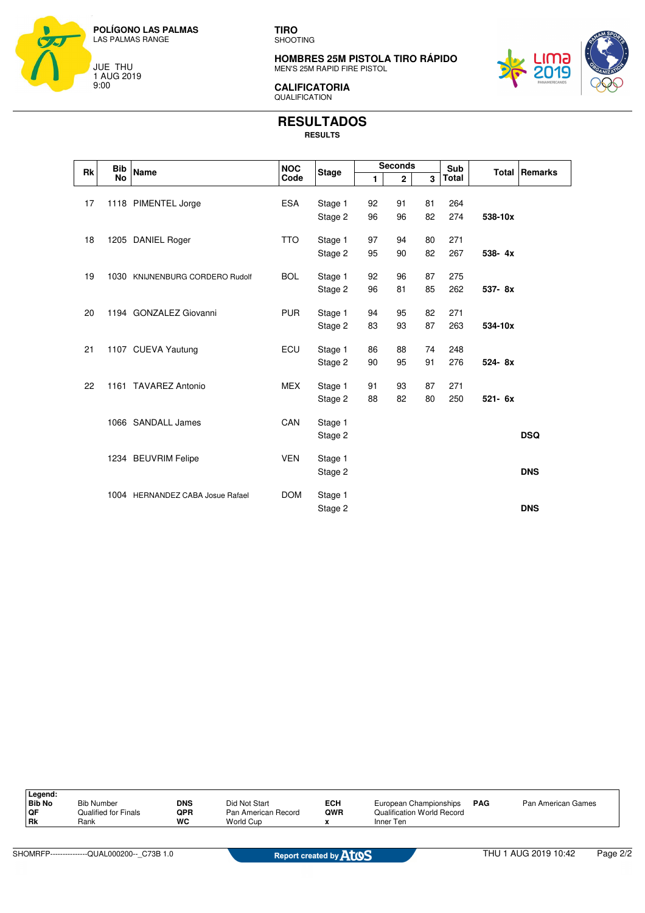**POLÍGONO LAS PALMAS**
LAS PALMAS RANGE

JUE THU
1 AUG 2019
9:00

**TIRO**
SHOOTING

**HOMBRES 25M PISTOLA TIRO RÁPIDO**
MEN'S 25M RAPID FIRE PISTOL

**CALIFICATORIA**
QUALIFICATION

# RESULTADOS
**RESULTS**

| Rk | Bib No | Name | NOC Code | Stage | Seconds 1 | 2 | 3 | Sub Total | Total | Remarks |
|---|---|---|---|---|---|---|---|---|---|---|
| 17 | 1118 | PIMENTEL Jorge | ESA | Stage 1 | 92 | 91 | 81 | 264 | | |
| | | | | Stage 2 | 96 | 96 | 82 | 274 | **538-10x** | |
| 18 | 1205 | DANIEL Roger | TTO | Stage 1 | 97 | 94 | 80 | 271 | | |
| | | | | Stage 2 | 95 | 90 | 82 | 267 | **538- 4x** | |
| 19 | 1030 | KNIJNENBURG CORDERO Rudolf | BOL | Stage 1 | 92 | 96 | 87 | 275 | | |
| | | | | Stage 2 | 96 | 81 | 85 | 262 | **537- 8x** | |
| 20 | 1194 | GONZALEZ Giovanni | PUR | Stage 1 | 94 | 95 | 82 | 271 | | |
| | | | | Stage 2 | 83 | 93 | 87 | 263 | **534-10x** | |
| 21 | 1107 | CUEVA Yautung | ECU | Stage 1 | 86 | 88 | 74 | 248 | | |
| | | | | Stage 2 | 90 | 95 | 91 | 276 | **524- 8x** | |
| 22 | 1161 | TAVAREZ Antonio | MEX | Stage 1 | 91 | 93 | 87 | 271 | | |
| | | | | Stage 2 | 88 | 82 | 80 | 250 | **521- 6x** | |
| | 1066 | SANDALL James | CAN | Stage 1 | | | | | | |
| | | | | Stage 2 | | | | | | **DSQ** |
| | 1234 | BEUVRIM Felipe | VEN | Stage 1 | | | | | | |
| | | | | Stage 2 | | | | | | **DNS** |
| | 1004 | HERNANDEZ CABA Josue Rafael | DOM | Stage 1 | | | | | | |
| | | | | Stage 2 | | | | | | **DNS** |

**Legend:**

| | | | | | | | |
|---|---|---|---|---|---|---|---|
| **Bib No** | Bib Number | **DNS** | Did Not Start | **ECH** | European Championships | **PAG** | Pan American Games |
| **QF** | Qualified for Finals | **QPR** | Pan American Record | **QWR** | Qualification World Record | | |
| **Rk** | Rank | **WC** | World Cup | **x** | Inner Ten | | |

SHOMRFP---------------QUAL000200--_C73B 1.0 Report created by Atos THU 1 AUG 2019 10:42